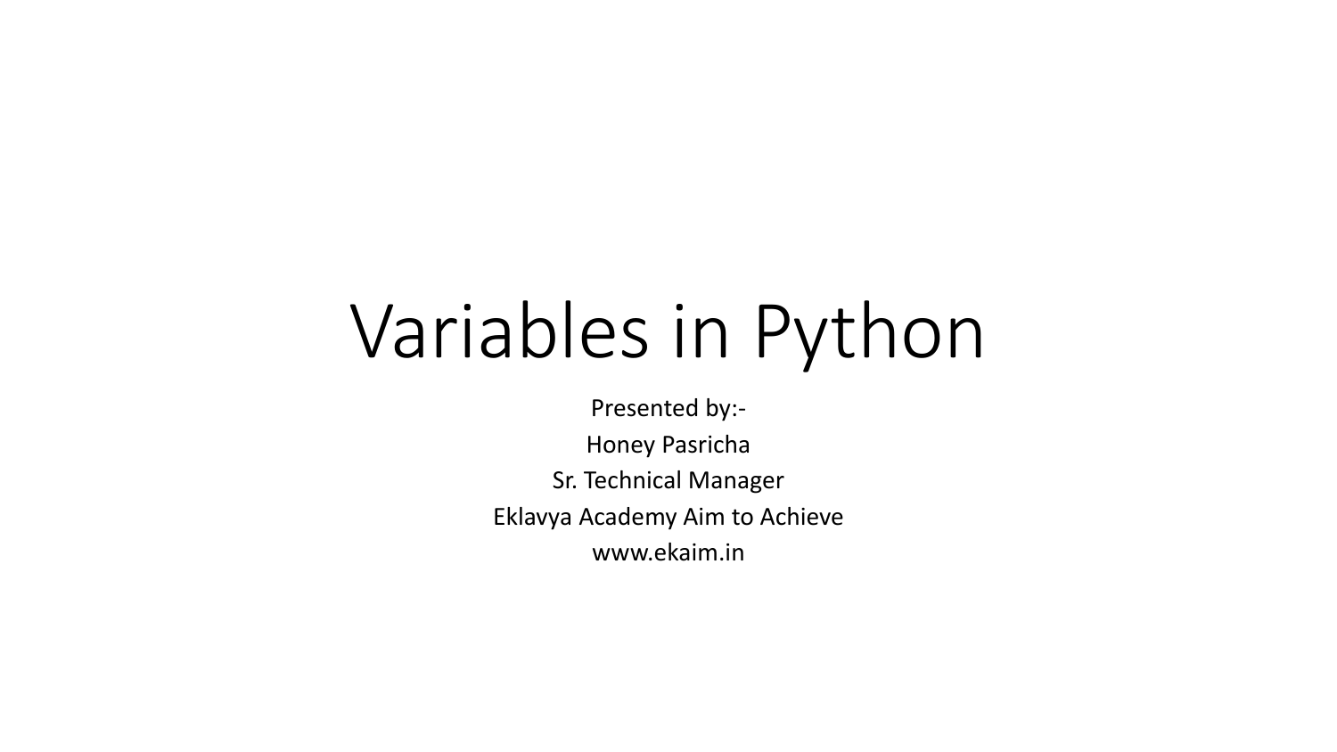# Variables in Python

Presented by:-

Honey Pasricha

Sr. Technical Manager

Eklavya Academy Aim to Achieve

www.ekaim.in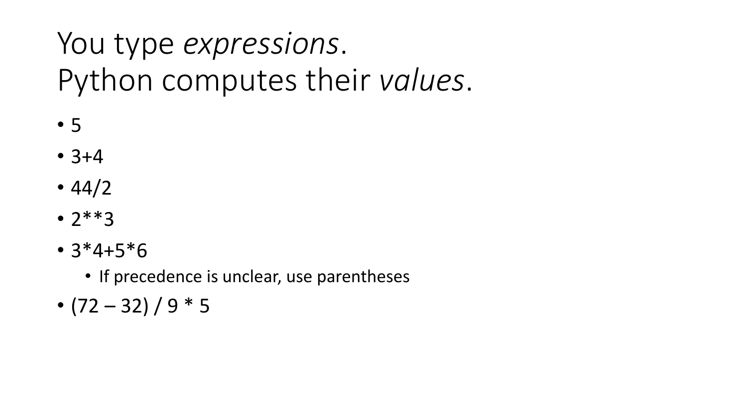# You type *expressions*. Python computes their *values*.

- 5
- 3+4
- 44/2
- 2**3
- 3*4+5*6
  - If precedence is unclear, use parentheses
- (72 – 32) / 9 * 5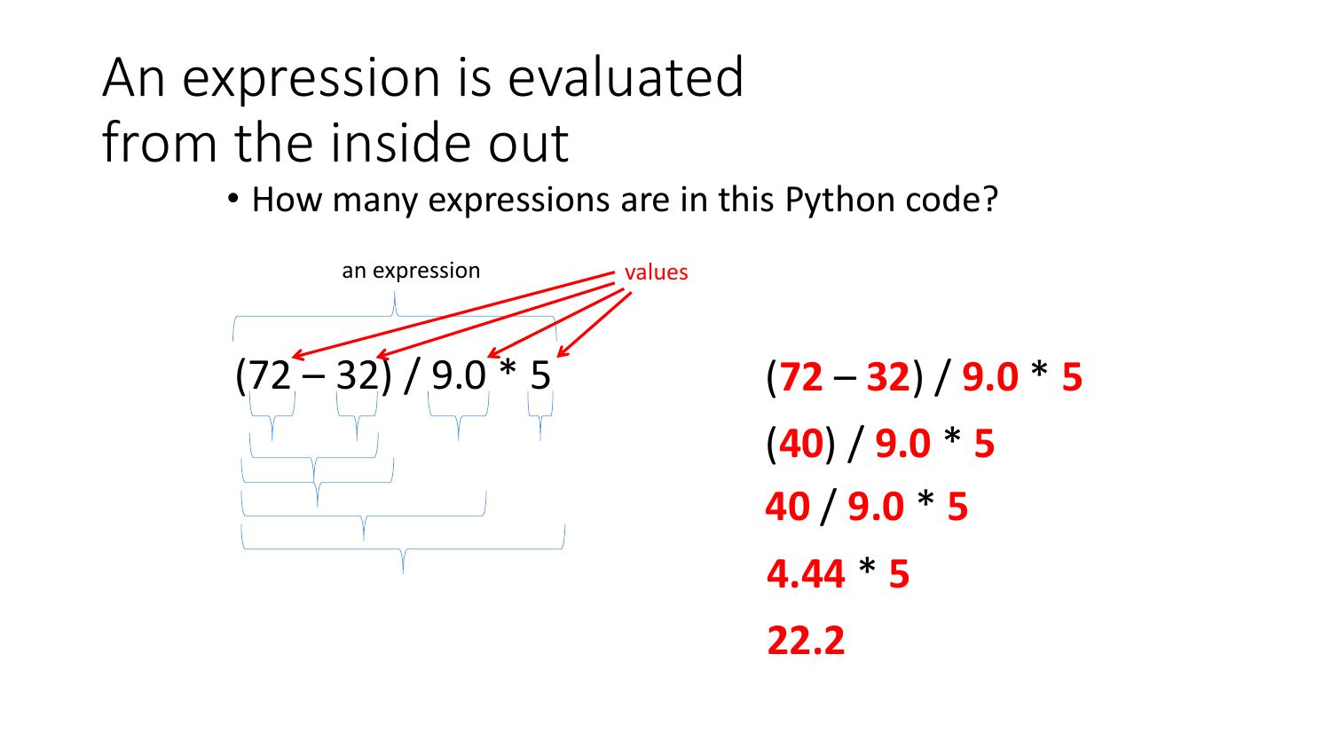# An expression is evaluated from the inside out

- How many expressions are in this Python code?

an expression

values

(72 – 32) / 9.0 * 5

(72 – 32) / 9.0 * 5

(40) / 9.0 * 5

40 / 9.0 * 5

4.44 * 5

22.2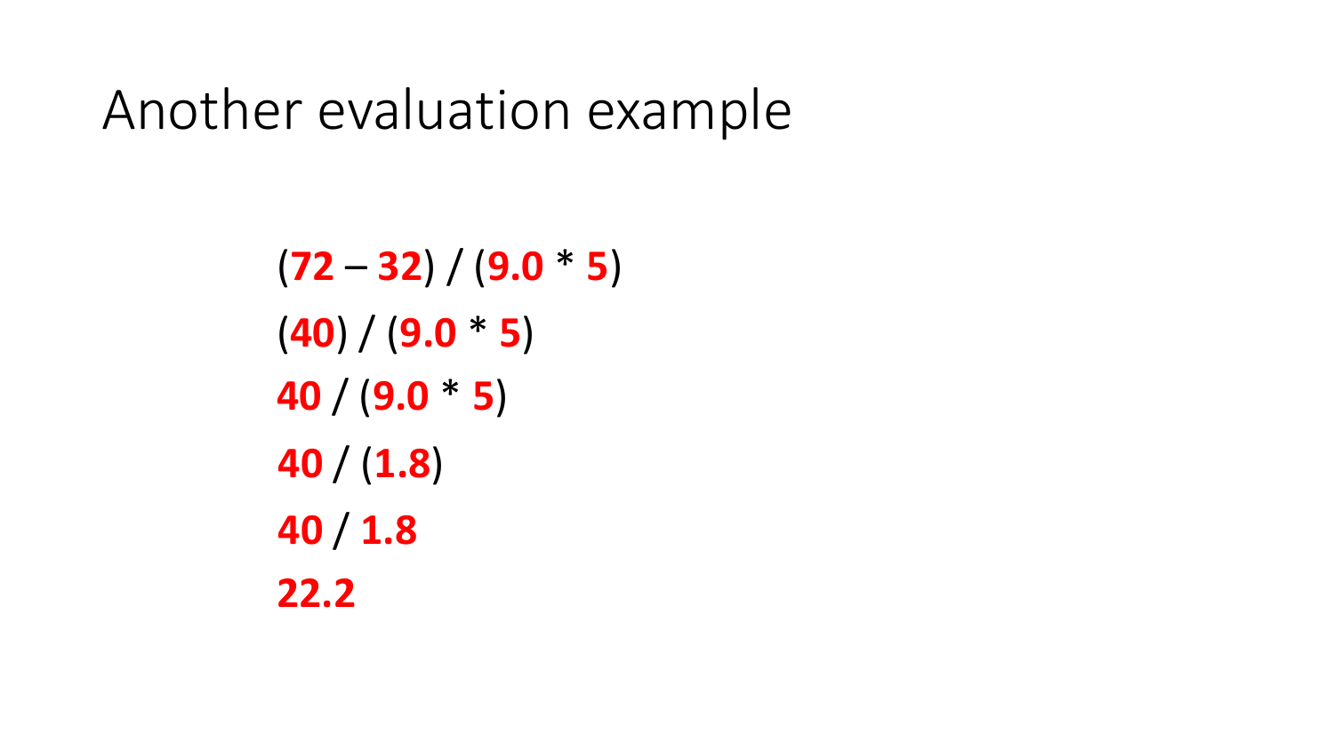# Another evaluation example

**(72 – 32) / (9.0 * 5)**

**(40) / (9.0 * 5)**

**40 / (9.0 * 5)**

**40 / (1.8)**

**40 / 1.8**

**22.2**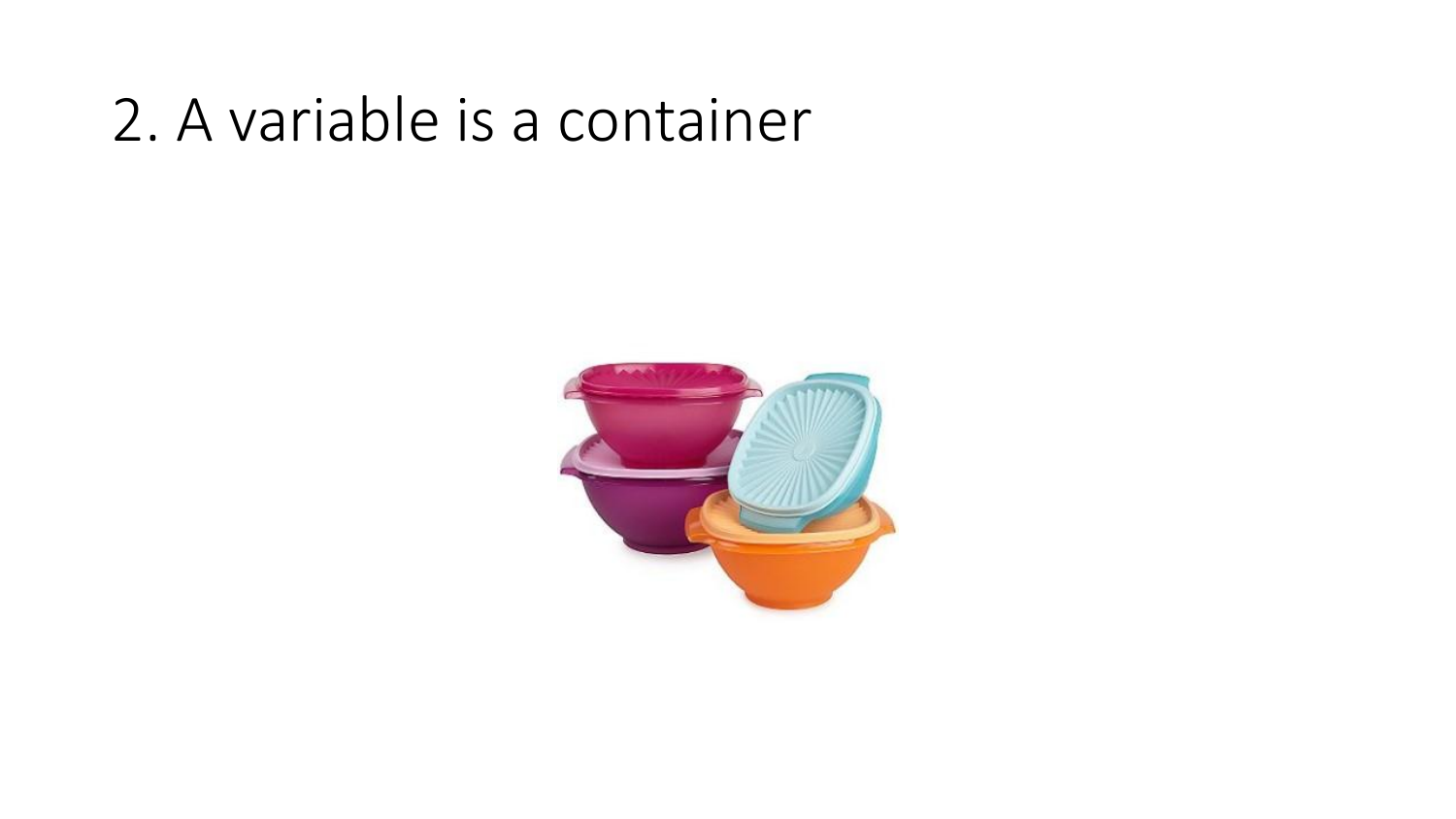# 2. A variable is a container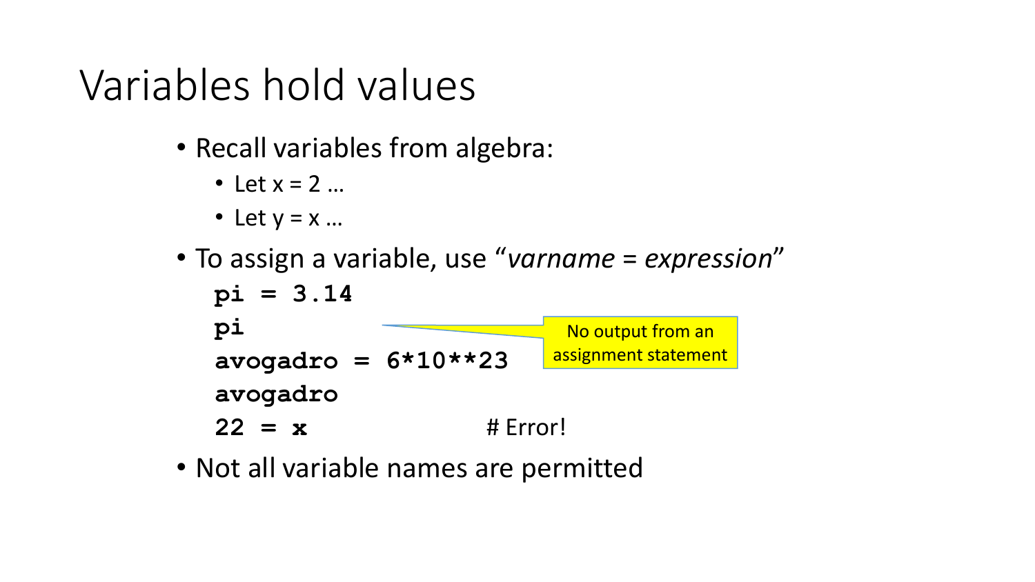# Variables hold values

- Recall variables from algebra:
  - Let x = 2 …
  - Let y = x …
- To assign a variable, use "*varname* = *expression*"

```
pi = 3.14
pi
avogadro = 6*10**23
avogadro
22 = x                    # Error!
```

No output from an assignment statement

- Not all variable names are permitted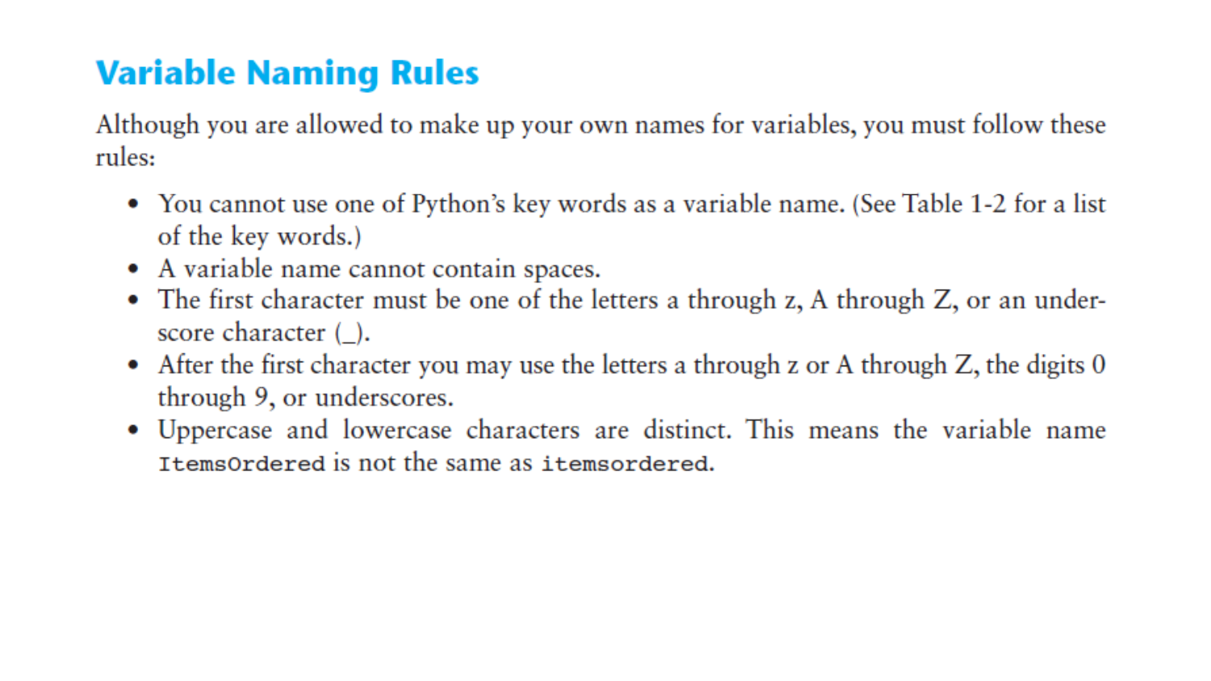## Variable Naming Rules

Although you are allowed to make up your own names for variables, you must follow these rules:

- You cannot use one of Python's key words as a variable name. (See Table 1-2 for a list of the key words.)
- A variable name cannot contain spaces.
- The first character must be one of the letters a through z, A through Z, or an underscore character (_).
- After the first character you may use the letters a through z or A through Z, the digits 0 through 9, or underscores.
- Uppercase and lowercase characters are distinct. This means the variable name `ItemsOrdered` is not the same as `itemsordered`.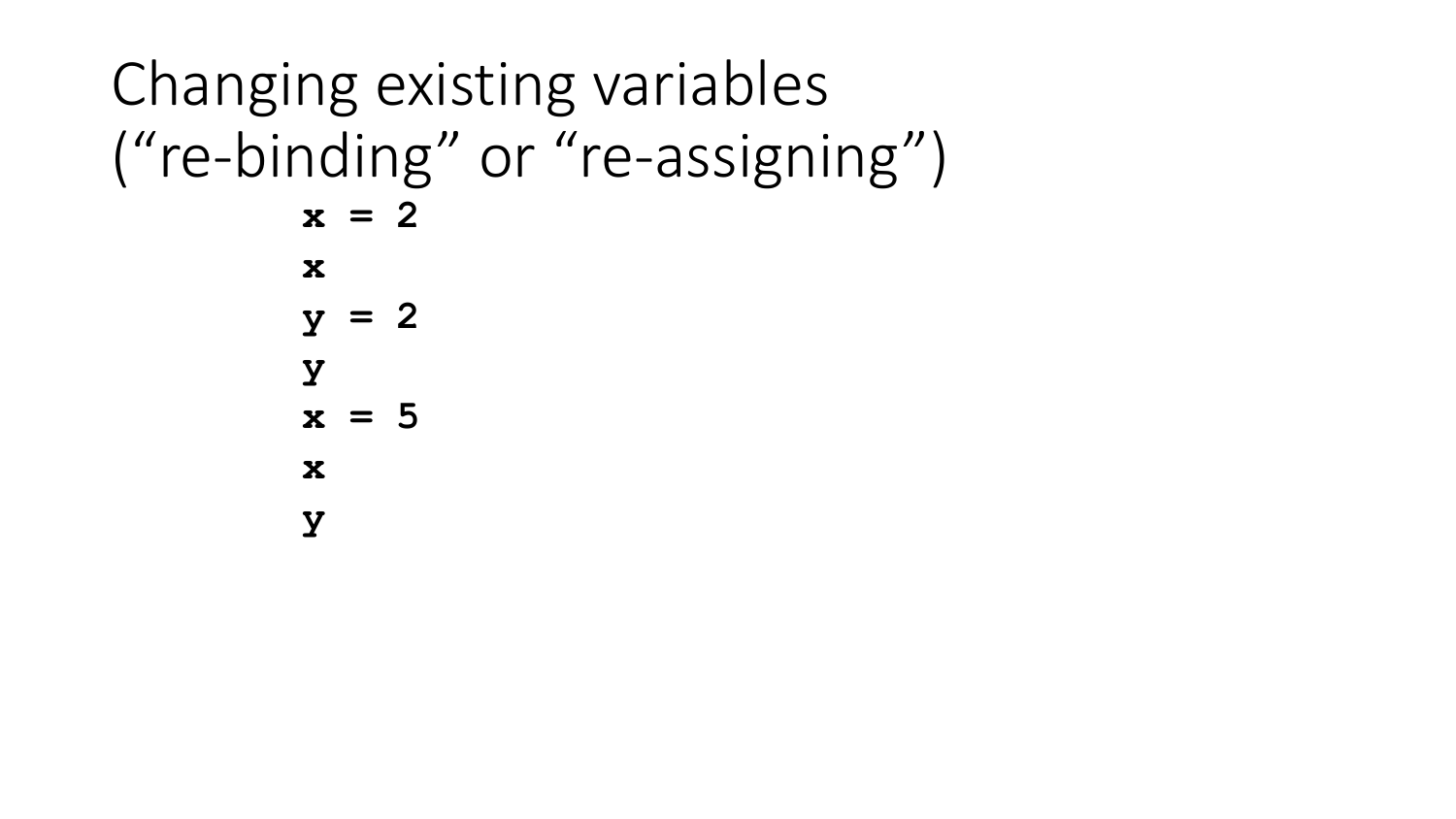# Changing existing variables (“re-binding” or “re-assigning”)

```
x = 2
x
y = 2
y
x = 5
x
y
```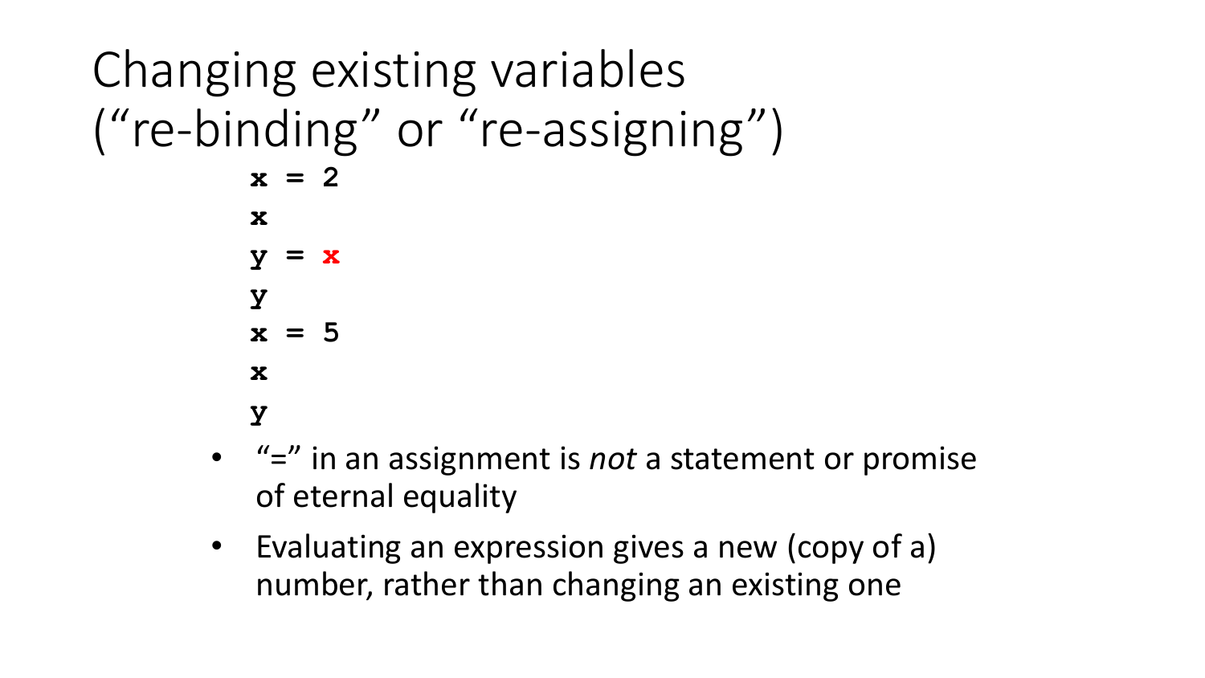# Changing existing variables ("re-binding" or "re-assigning")

```
x = 2
x
y = x
y
x = 5
x
y
```

- "=" in an assignment is *not* a statement or promise of eternal equality
- Evaluating an expression gives a new (copy of a) number, rather than changing an existing one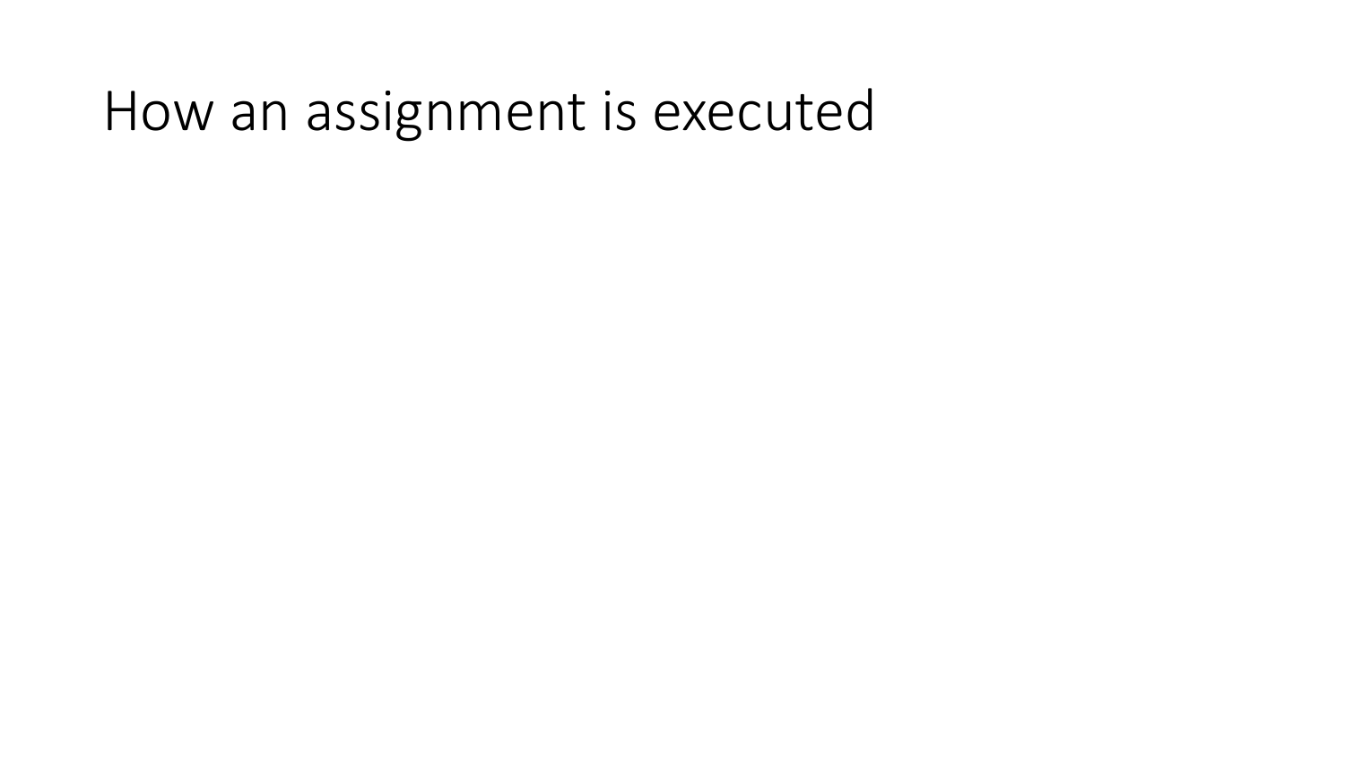# How an assignment is executed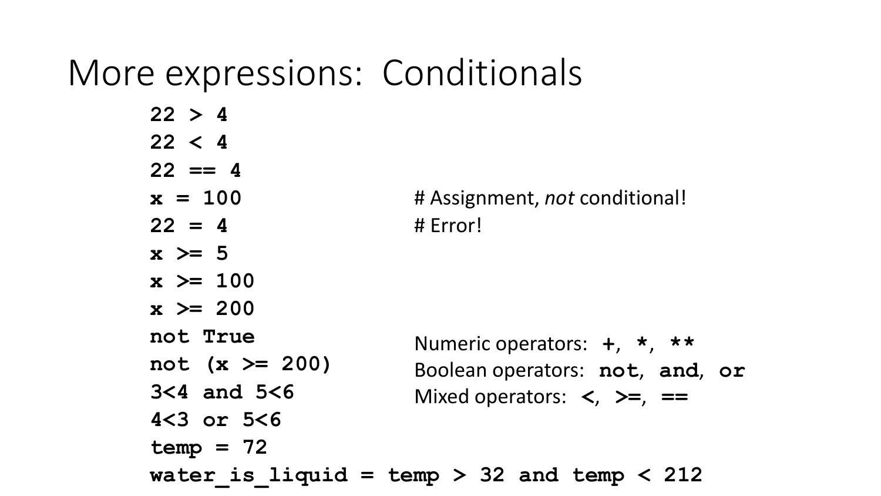# More expressions: Conditionals

```
22 > 4
22 < 4
22 == 4
x = 100                  # Assignment, not conditional!
22 = 4                   # Error!
x >= 5
x >= 100
x >= 200
not True
not (x >= 200)
3<4 and 5<6
4<3 or 5<6
temp = 72
water_is_liquid = temp > 32 and temp < 212
```

Numeric operators: **+**, **\***, **\*\***

Boolean operators: **not**, **and**, **or**

Mixed operators: **<**, **>=**, **==**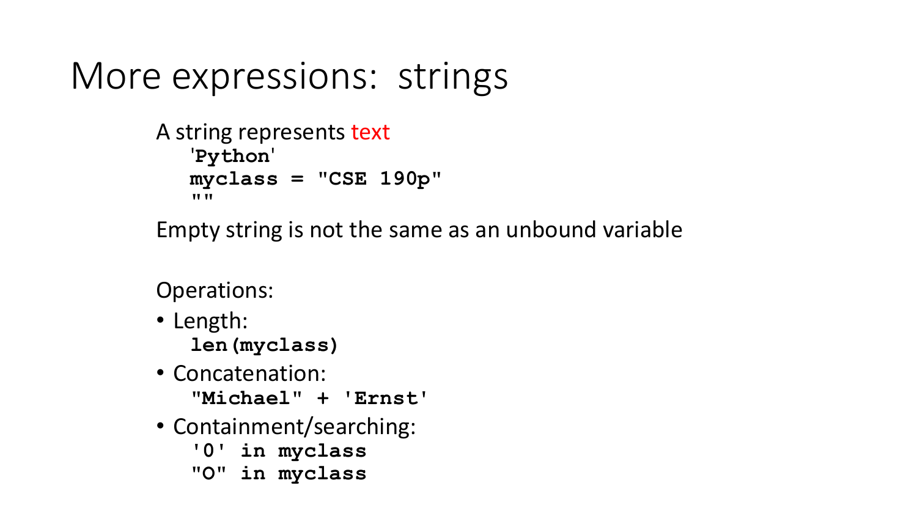# More expressions: strings

A string represents text

```
'Python'
myclass = "CSE 190p"
""
```

Empty string is not the same as an unbound variable

Operations:

- Length:
  ```
  len(myclass)
  ```
- Concatenation:
  ```
  "Michael" + 'Ernst'
  ```
- Containment/searching:
  ```
  '0' in myclass
  "O" in myclass
  ```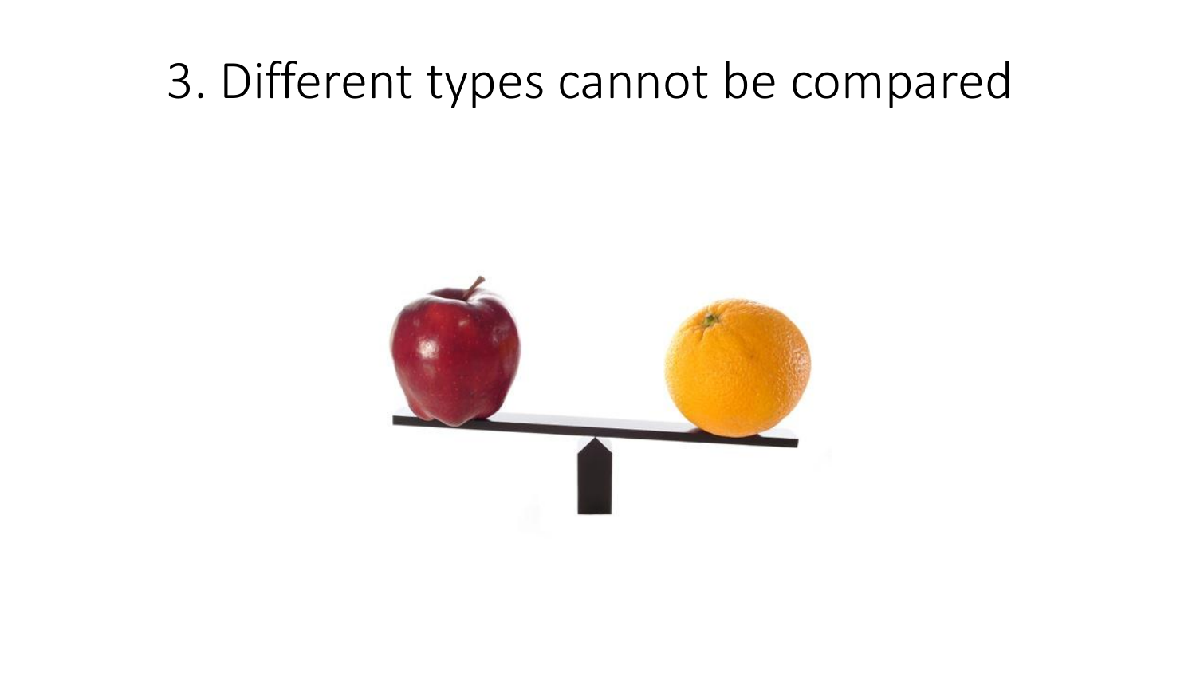# 3. Different types cannot be compared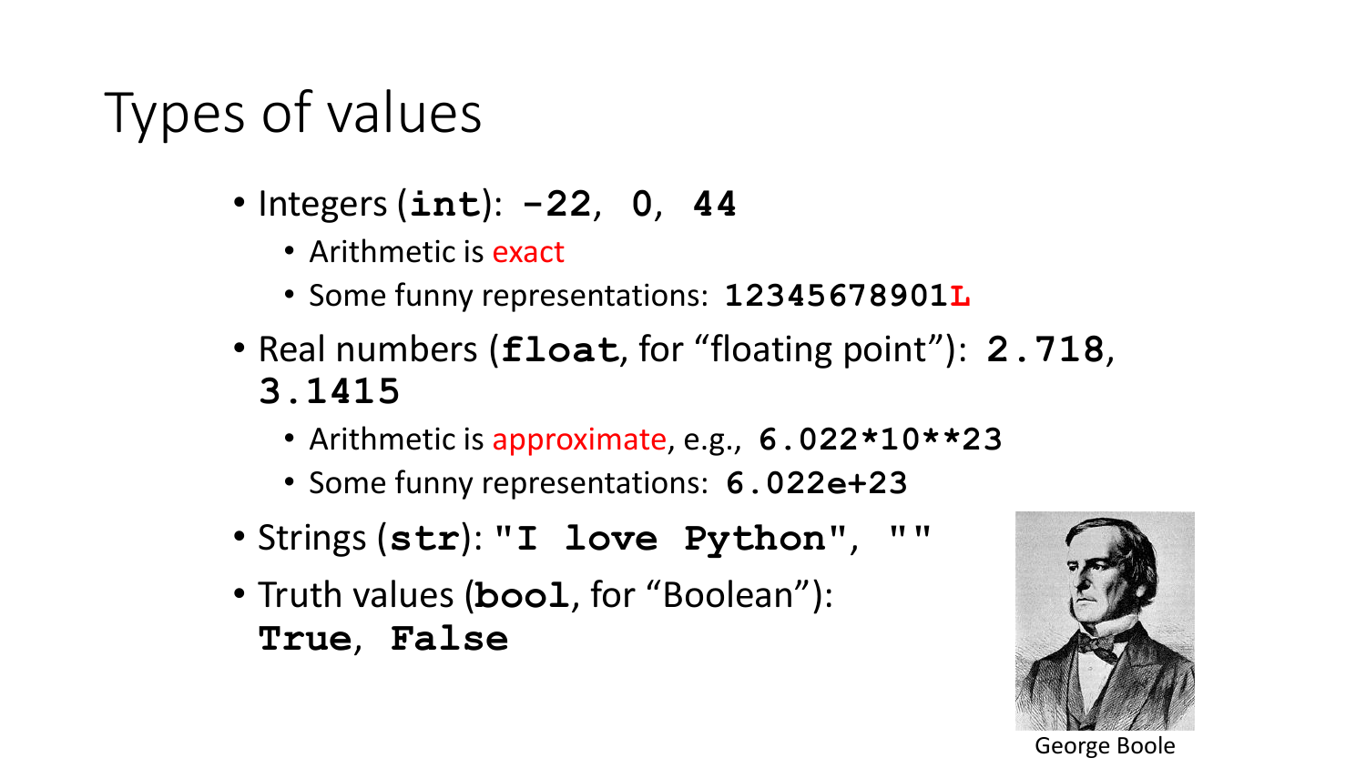# Types of values

- Integers (**`int`**): **`-22`**, **`0`**, **`44`**
  - Arithmetic is exact
  - Some funny representations: **`12345678901L`**
- Real numbers (**`float`**, for "floating point"): **`2.718`**, **`3.1415`**
  - Arithmetic is approximate, e.g., **`6.022*10**23`**
  - Some funny representations: **`6.022e+23`**
- Strings (**`str`**): **`"I love Python"`**, **`""`**
- Truth values (**`bool`**, for "Boolean"): **`True`**, **`False`**

George Boole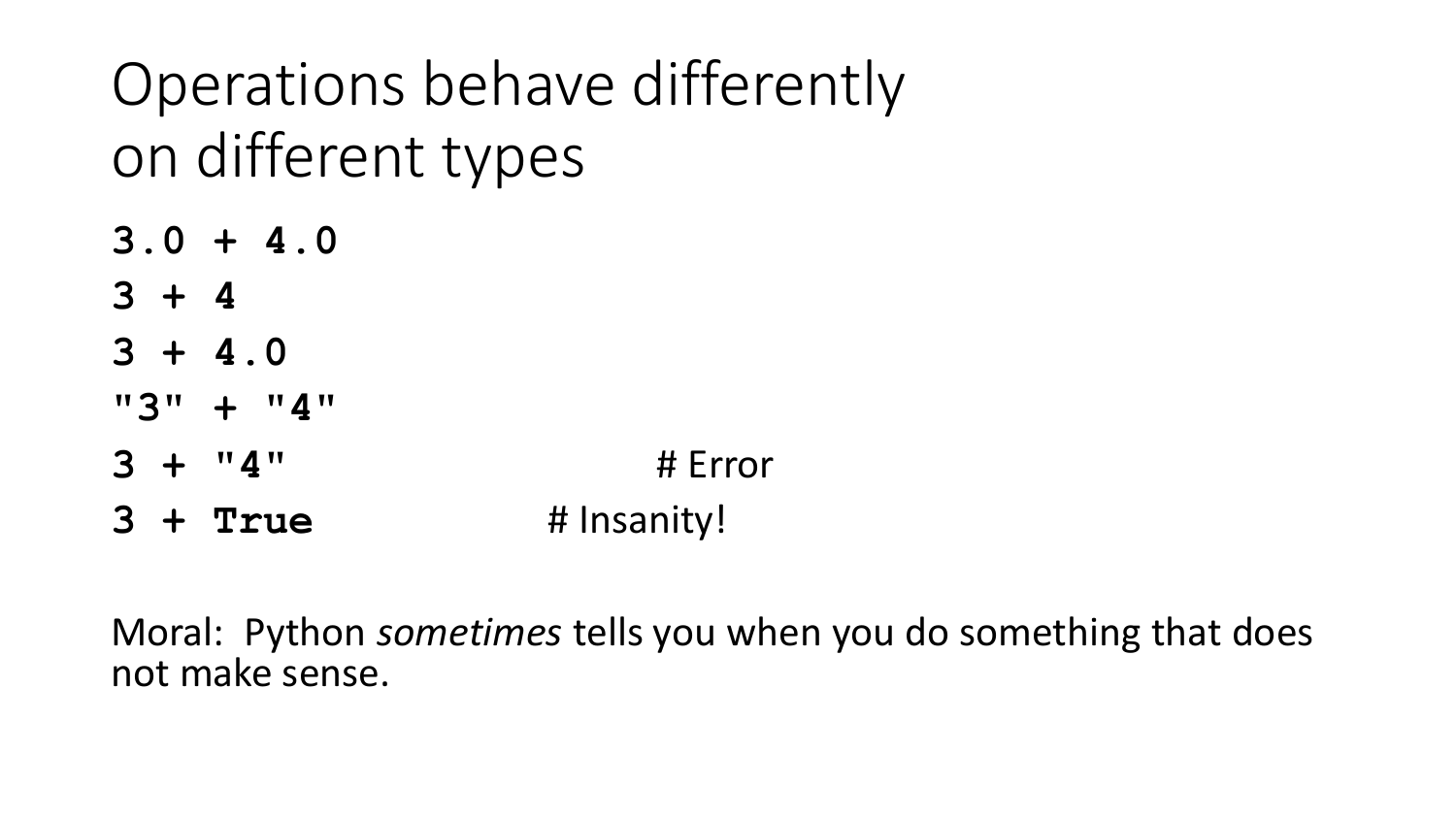# Operations behave differently on different types

```
3.0 + 4.0
3 + 4
3 + 4.0
"3" + "4"
3 + "4"                 # Error
3 + True            # Insanity!
```

Moral: Python *sometimes* tells you when you do something that does not make sense.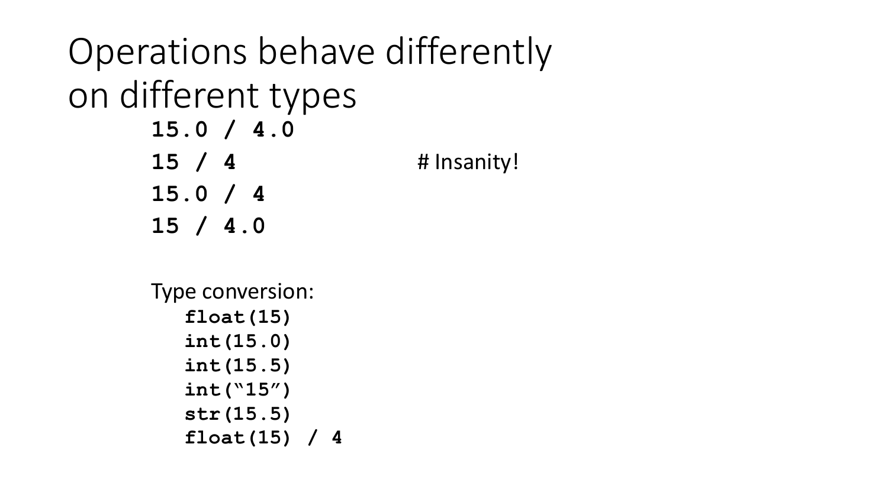# Operations behave differently on different types

```
15.0 / 4.0
15 / 4                    # Insanity!
15.0 / 4
15 / 4.0
```

Type conversion:

```
float(15)
int(15.0)
int(15.5)
int("15")
str(15.5)
float(15) / 4
```